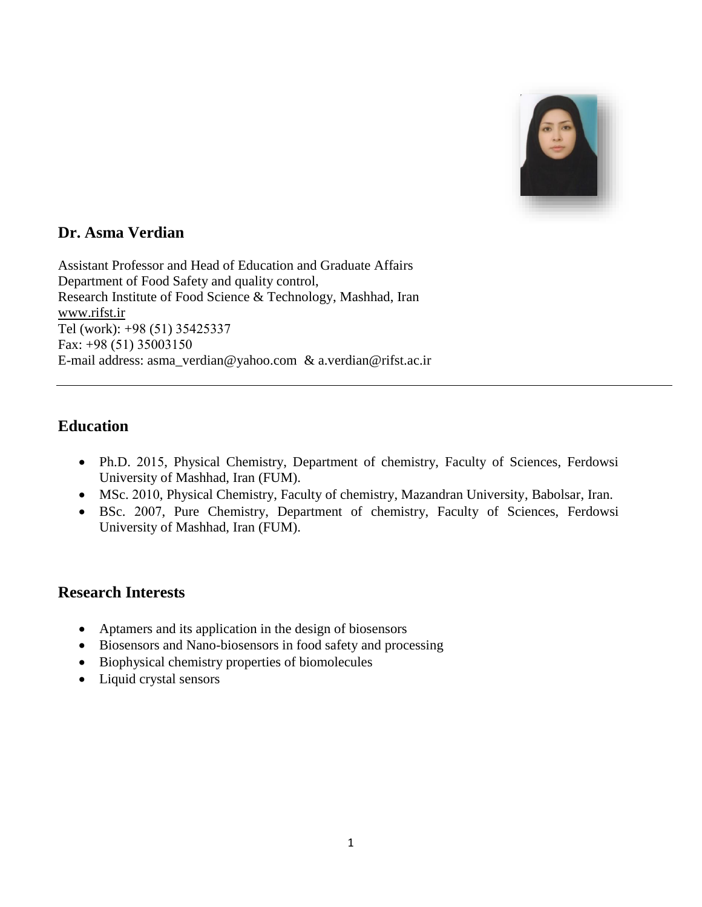# Dr. Asma Verdian

Assistant Professor and Head of Education and Graduate Affairs
Department of Food Safety and quality control,
Research Institute of Food Science & Technology, Mashhad, Iran
www.rifst.ir
Tel (work): +98 (51) 35425337
Fax: +98 (51) 35003150
E-mail address: asma_verdian@yahoo.com & a.verdian@rifst.ac.ir

---

## Education

- Ph.D. 2015, Physical Chemistry, Department of chemistry, Faculty of Sciences, Ferdowsi University of Mashhad, Iran (FUM).
- MSc. 2010, Physical Chemistry, Faculty of chemistry, Mazandran University, Babolsar, Iran.
- BSc. 2007, Pure Chemistry, Department of chemistry, Faculty of Sciences, Ferdowsi University of Mashhad, Iran (FUM).

## Research Interests

- Aptamers and its application in the design of biosensors
- Biosensors and Nano-biosensors in food safety and processing
- Biophysical chemistry properties of biomolecules
- Liquid crystal sensors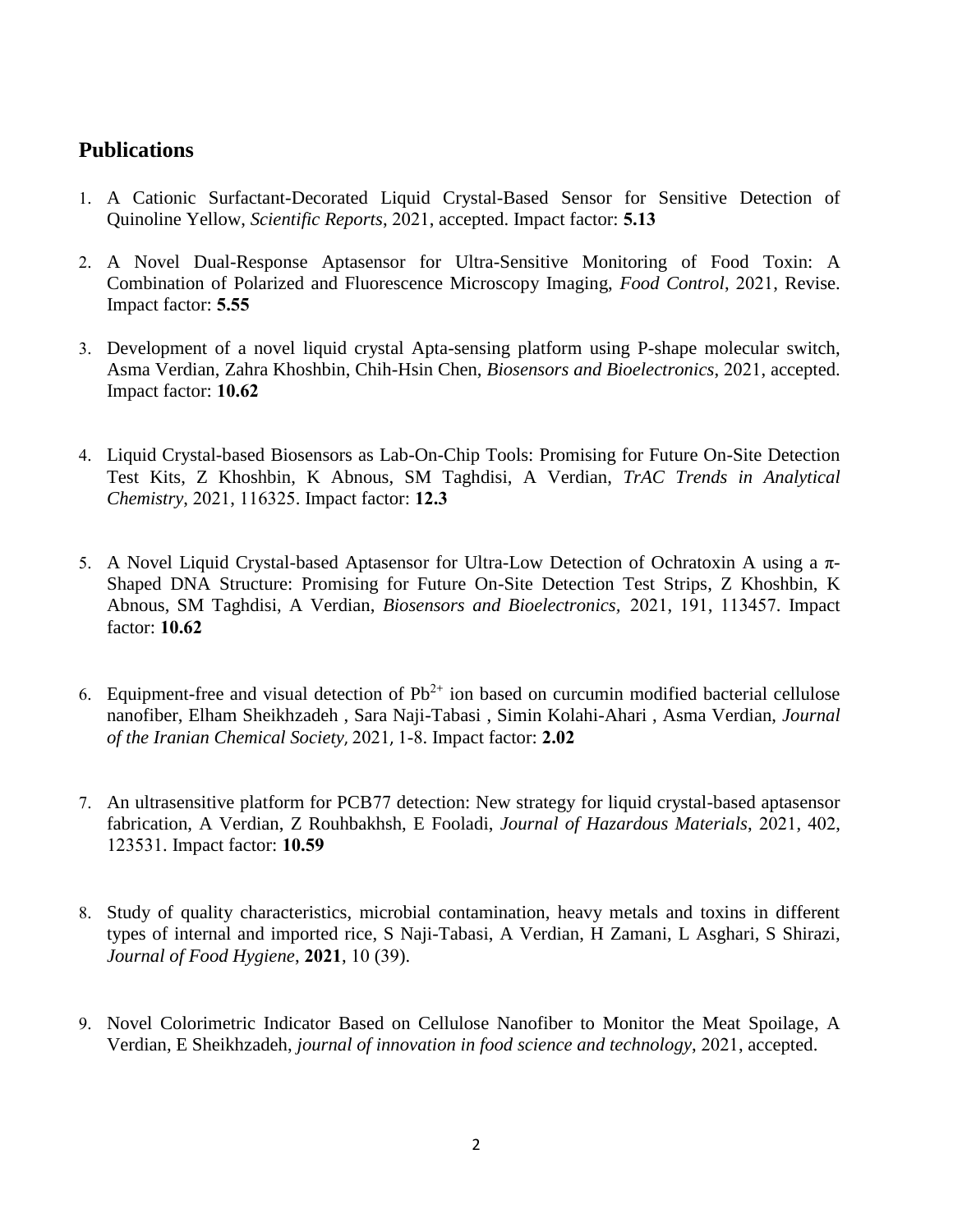## Publications

1. A Cationic Surfactant-Decorated Liquid Crystal-Based Sensor for Sensitive Detection of Quinoline Yellow, *Scientific Reports*, 2021, accepted. Impact factor: **5.13**

2. A Novel Dual-Response Aptasensor for Ultra-Sensitive Monitoring of Food Toxin: A Combination of Polarized and Fluorescence Microscopy Imaging, *Food Control*, 2021, Revise. Impact factor: **5.55**

3. Development of a novel liquid crystal Apta-sensing platform using P-shape molecular switch, Asma Verdian, Zahra Khoshbin, Chih-Hsin Chen, *Biosensors and Bioelectronics*, 2021, accepted. Impact factor: **10.62**

4. Liquid Crystal-based Biosensors as Lab-On-Chip Tools: Promising for Future On-Site Detection Test Kits, Z Khoshbin, K Abnous, SM Taghdisi, A Verdian, *TrAC Trends in Analytical Chemistry*, 2021, 116325. Impact factor: **12.3**

5. A Novel Liquid Crystal-based Aptasensor for Ultra-Low Detection of Ochratoxin A using a $\pi$-Shaped DNA Structure: Promising for Future On-Site Detection Test Strips, Z Khoshbin, K Abnous, SM Taghdisi, A Verdian, *Biosensors and Bioelectronics*, 2021, 191, 113457. Impact factor: **10.62**

6. Equipment-free and visual detection of $Pb^{2+}$ ion based on curcumin modified bacterial cellulose nanofiber, Elham Sheikhzadeh , Sara Naji-Tabasi , Simin Kolahi-Ahari , Asma Verdian, *Journal of the Iranian Chemical Society,* 2021*,* 1-8. Impact factor: **2.02**

7. An ultrasensitive platform for PCB77 detection: New strategy for liquid crystal-based aptasensor fabrication, A Verdian, Z Rouhbakhsh, E Fooladi, *Journal of Hazardous Materials*, 2021, 402, 123531. Impact factor: **10.59**

8. Study of quality characteristics, microbial contamination, heavy metals and toxins in different types of internal and imported rice, S Naji-Tabasi, A Verdian, H Zamani, L Asghari, S Shirazi, *Journal of Food Hygiene*, **2021**, 10 (39).

9. Novel Colorimetric Indicator Based on Cellulose Nanofiber to Monitor the Meat Spoilage, A Verdian, E Sheikhzadeh, *journal of innovation in food science and technology*, 2021, accepted.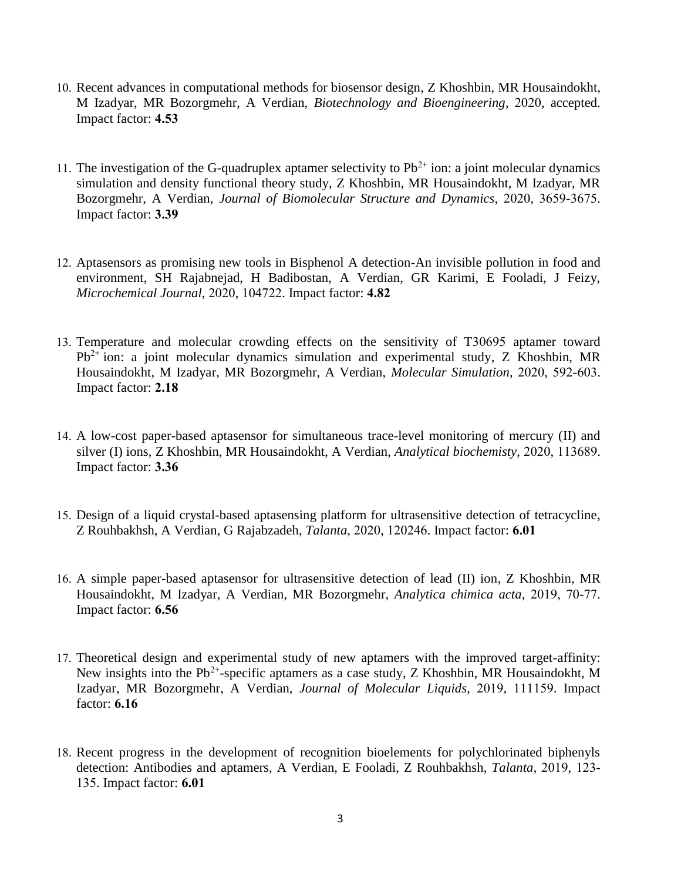10. Recent advances in computational methods for biosensor design, Z Khoshbin, MR Housaindokht, M Izadyar, MR Bozorgmehr, A Verdian, *Biotechnology and Bioengineering*, 2020, accepted. Impact factor: **4.53**

11. The investigation of the G-quadruplex aptamer selectivity to $Pb^{2+}$ ion: a joint molecular dynamics simulation and density functional theory study, Z Khoshbin, MR Housaindokht, M Izadyar, MR Bozorgmehr, A Verdian, *Journal of Biomolecular Structure and Dynamics*, 2020, 3659-3675. Impact factor: **3.39**

12. Aptasensors as promising new tools in Bisphenol A detection-An invisible pollution in food and environment, SH Rajabnejad, H Badibostan, A Verdian, GR Karimi, E Fooladi, J Feizy, *Microchemical Journal*, 2020, 104722. Impact factor: **4.82**

13. Temperature and molecular crowding effects on the sensitivity of T30695 aptamer toward $Pb^{2+}$ ion: a joint molecular dynamics simulation and experimental study, Z Khoshbin, MR Housaindokht, M Izadyar, MR Bozorgmehr, A Verdian, *Molecular Simulation*, 2020, 592-603. Impact factor: **2.18**

14. A low-cost paper-based aptasensor for simultaneous trace-level monitoring of mercury (II) and silver (I) ions, Z Khoshbin, MR Housaindokht, A Verdian, *Analytical biochemisty*, 2020, 113689. Impact factor: **3.36**

15. Design of a liquid crystal-based aptasensing platform for ultrasensitive detection of tetracycline, Z Rouhbakhsh, A Verdian, G Rajabzadeh, *Talanta*, 2020, 120246. Impact factor: **6.01**

16. A simple paper-based aptasensor for ultrasensitive detection of lead (II) ion, Z Khoshbin, MR Housaindokht, M Izadyar, A Verdian, MR Bozorgmehr, *Analytica chimica acta*, 2019, 70-77. Impact factor: **6.56**

17. Theoretical design and experimental study of new aptamers with the improved target-affinity: New insights into the $Pb^{2+}$-specific aptamers as a case study, Z Khoshbin, MR Housaindokht, M Izadyar, MR Bozorgmehr, A Verdian, *Journal of Molecular Liquids*, 2019, 111159. Impact factor: **6.16**

18. Recent progress in the development of recognition bioelements for polychlorinated biphenyls detection: Antibodies and aptamers, A Verdian, E Fooladi, Z Rouhbakhsh, *Talanta*, 2019, 123-135. Impact factor: **6.01**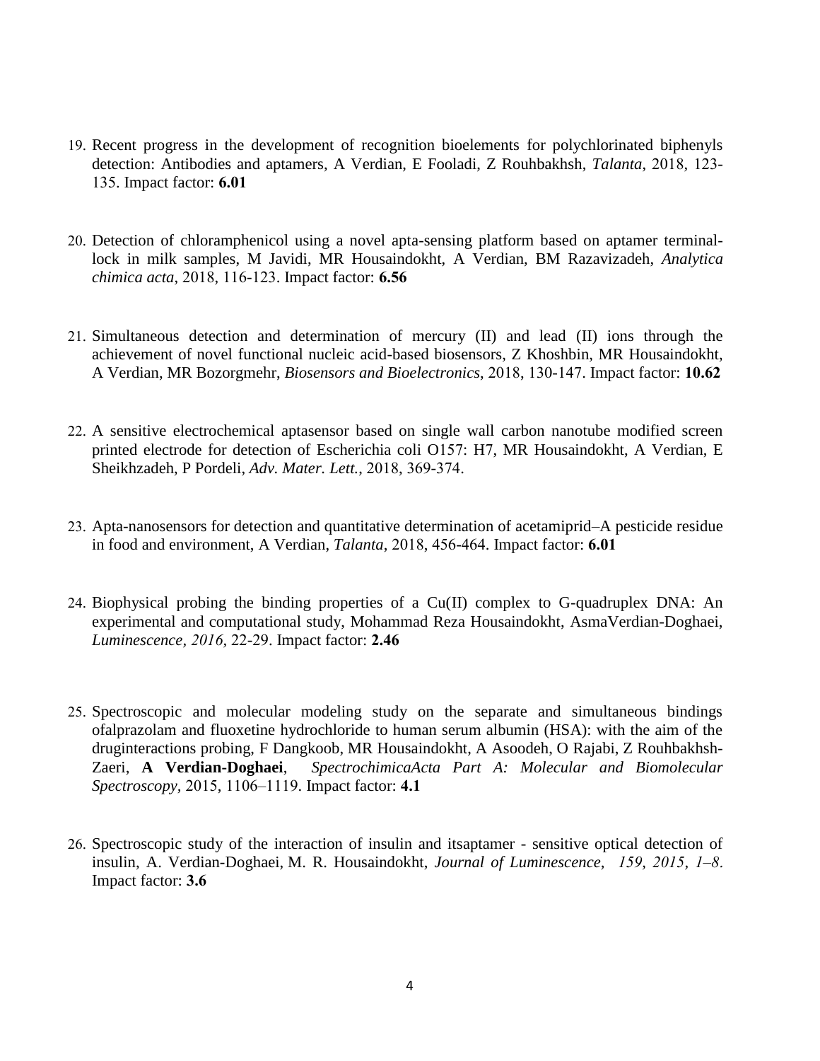19. Recent progress in the development of recognition bioelements for polychlorinated biphenyls detection: Antibodies and aptamers, A Verdian, E Fooladi, Z Rouhbakhsh, *Talanta*, 2018, 123-135. Impact factor: **6.01**

20. Detection of chloramphenicol using a novel apta-sensing platform based on aptamer terminal-lock in milk samples, M Javidi, MR Housaindokht, A Verdian, BM Razavizadeh, *Analytica chimica acta*, 2018, 116-123. Impact factor: **6.56**

21. Simultaneous detection and determination of mercury (II) and lead (II) ions through the achievement of novel functional nucleic acid-based biosensors, Z Khoshbin, MR Housaindokht, A Verdian, MR Bozorgmehr, *Biosensors and Bioelectronics*, 2018, 130-147. Impact factor: **10.62**

22. A sensitive electrochemical aptasensor based on single wall carbon nanotube modified screen printed electrode for detection of Escherichia coli O157: H7, MR Housaindokht, A Verdian, E Sheikhzadeh, P Pordeli, *Adv. Mater. Lett.*, 2018, 369-374.

23. Apta-nanosensors for detection and quantitative determination of acetamiprid–A pesticide residue in food and environment, A Verdian, *Talanta*, 2018, 456-464. Impact factor: **6.01**

24. Biophysical probing the binding properties of a Cu(II) complex to G-quadruplex DNA: An experimental and computational study, Mohammad Reza Housaindokht, AsmaVerdian-Doghaei, *Luminescence, 2016,* 22-29. Impact factor: **2.46**

25. Spectroscopic and molecular modeling study on the separate and simultaneous bindings ofalprazolam and fluoxetine hydrochloride to human serum albumin (HSA): with the aim of the druginteractions probing, F Dangkoob, MR Housaindokht, A Asoodeh, O Rajabi, Z Rouhbakhsh-Zaeri, **A Verdian-Doghaei**, *SpectrochimicaActa Part A: Molecular and Biomolecular Spectroscopy,* 2015, 1106–1119. Impact factor: **4.1**

26. Spectroscopic study of the interaction of insulin and itsaptamer - sensitive optical detection of insulin, A. Verdian-Doghaei, M. R. Housaindokht, *Journal of Luminescence, 159, 2015, 1–8.* Impact factor: **3.6**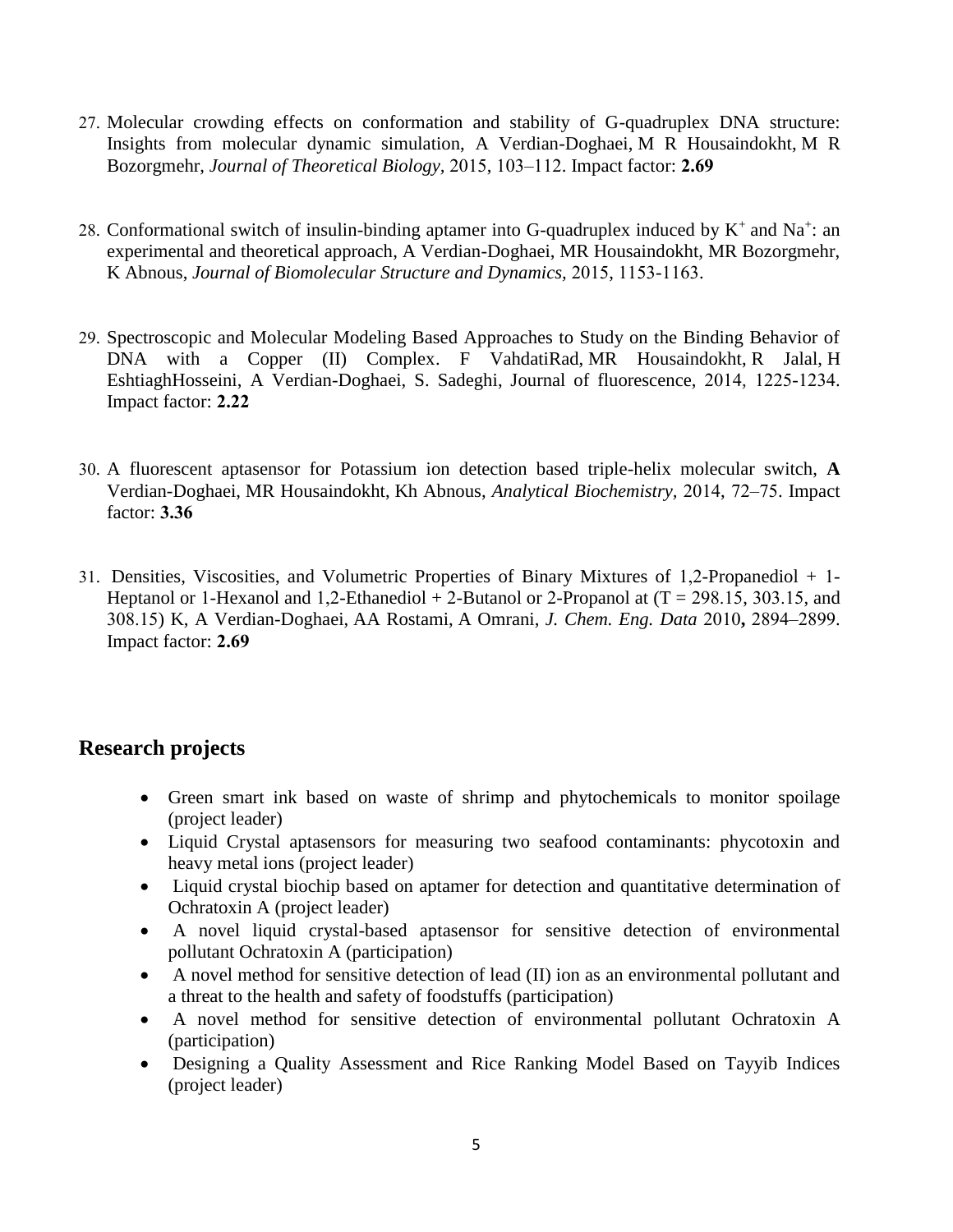27. Molecular crowding effects on conformation and stability of G-quadruplex DNA structure: Insights from molecular dynamic simulation, A Verdian-Doghaei, M R Housaindokht, M R Bozorgmehr, *Journal of Theoretical Biology,* 2015, 103–112. Impact factor: **2.69**

28. Conformational switch of insulin-binding aptamer into G-quadruplex induced by $K^+$ and $Na^+$: an experimental and theoretical approach, A Verdian-Doghaei, MR Housaindokht, MR Bozorgmehr, K Abnous, *Journal of Biomolecular Structure and Dynamics,* 2015, 1153-1163.

29. Spectroscopic and Molecular Modeling Based Approaches to Study on the Binding Behavior of DNA with a Copper (II) Complex. F VahdatiRad, MR Housaindokht, R Jalal, H EshtiaghHosseini, A Verdian-Doghaei, S. Sadeghi, Journal of fluorescence, 2014, 1225-1234. Impact factor: **2.22**

30. A fluorescent aptasensor for Potassium ion detection based triple-helix molecular switch, **A** Verdian-Doghaei, MR Housaindokht, Kh Abnous, *Analytical Biochemistry,* 2014, 72–75. Impact factor: **3.36**

31. Densities, Viscosities, and Volumetric Properties of Binary Mixtures of 1,2-Propanediol + 1-Heptanol or 1-Hexanol and 1,2-Ethanediol + 2-Butanol or 2-Propanol at (T = 298.15, 303.15, and 308.15) K, A Verdian-Doghaei, AA Rostami, A Omrani, *J. Chem. Eng. Data* 2010**,** 2894–2899. Impact factor: **2.69**

## Research projects

- Green smart ink based on waste of shrimp and phytochemicals to monitor spoilage (project leader)
- Liquid Crystal aptasensors for measuring two seafood contaminants: phycotoxin and heavy metal ions (project leader)
- Liquid crystal biochip based on aptamer for detection and quantitative determination of Ochratoxin A (project leader)
- A novel liquid crystal-based aptasensor for sensitive detection of environmental pollutant Ochratoxin A (participation)
- A novel method for sensitive detection of lead (II) ion as an environmental pollutant and a threat to the health and safety of foodstuffs (participation)
- A novel method for sensitive detection of environmental pollutant Ochratoxin A (participation)
- Designing a Quality Assessment and Rice Ranking Model Based on Tayyib Indices (project leader)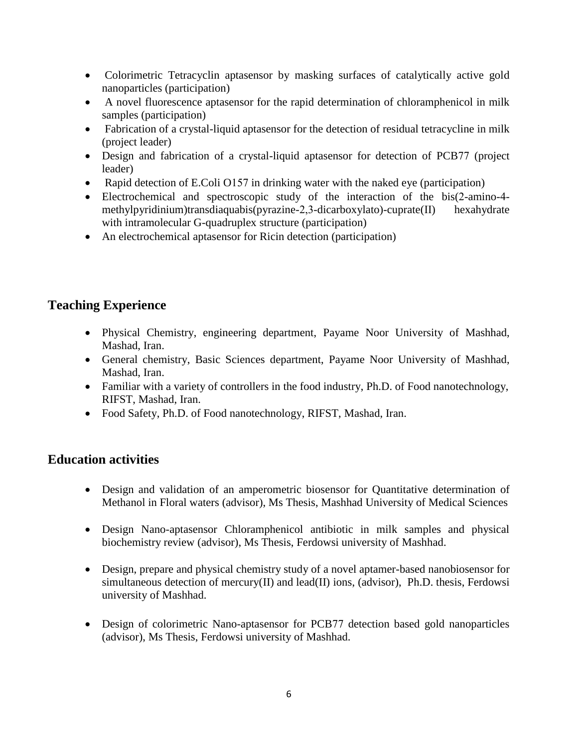- Colorimetric Tetracyclin aptasensor by masking surfaces of catalytically active gold nanoparticles (participation)
- A novel fluorescence aptasensor for the rapid determination of chloramphenicol in milk samples (participation)
- Fabrication of a crystal-liquid aptasensor for the detection of residual tetracycline in milk (project leader)
- Design and fabrication of a crystal-liquid aptasensor for detection of PCB77 (project leader)
- Rapid detection of E.Coli O157 in drinking water with the naked eye (participation)
- Electrochemical and spectroscopic study of the interaction of the bis(2-amino-4-methylpyridinium)transdiaquabis(pyrazine-2,3-dicarboxylato)-cuprate(II) hexahydrate with intramolecular G-quadruplex structure (participation)
- An electrochemical aptasensor for Ricin detection (participation)

## Teaching Experience

- Physical Chemistry, engineering department, Payame Noor University of Mashhad, Mashad, Iran.
- General chemistry, Basic Sciences department, Payame Noor University of Mashhad, Mashad, Iran.
- Familiar with a variety of controllers in the food industry, Ph.D. of Food nanotechnology, RIFST, Mashad, Iran.
- Food Safety, Ph.D. of Food nanotechnology, RIFST, Mashad, Iran.

## Education activities

- Design and validation of an amperometric biosensor for Quantitative determination of Methanol in Floral waters (advisor), Ms Thesis, Mashhad University of Medical Sciences

- Design Nano-aptasensor Chloramphenicol antibiotic in milk samples and physical biochemistry review (advisor), Ms Thesis, Ferdowsi university of Mashhad.

- Design, prepare and physical chemistry study of a novel aptamer-based nanobiosensor for simultaneous detection of mercury(II) and lead(II) ions, (advisor), Ph.D. thesis, Ferdowsi university of Mashhad.

- Design of colorimetric Nano-aptasensor for PCB77 detection based gold nanoparticles (advisor), Ms Thesis, Ferdowsi university of Mashhad.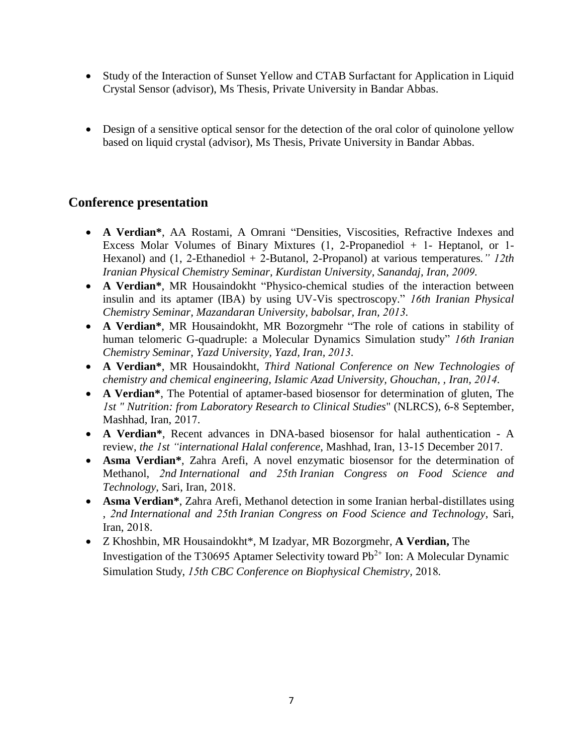- Study of the Interaction of Sunset Yellow and CTAB Surfactant for Application in Liquid Crystal Sensor (advisor), Ms Thesis, Private University in Bandar Abbas.

- Design of a sensitive optical sensor for the detection of the oral color of quinolone yellow based on liquid crystal (advisor), Ms Thesis, Private University in Bandar Abbas.

## Conference presentation

- **A Verdian***, AA Rostami, A Omrani "Densities, Viscosities, Refractive Indexes and Excess Molar Volumes of Binary Mixtures (1, 2-Propanediol + 1- Heptanol, or 1-Hexanol) and (1, 2-Ethanediol + 2-Butanol, 2-Propanol) at various temperatures*." 12th Iranian Physical Chemistry Seminar, Kurdistan University, Sanandaj, Iran, 2009.*
- **A Verdian***, MR Housaindokht "Physico-chemical studies of the interaction between insulin and its aptamer (IBA) by using UV-Vis spectroscopy." *16th Iranian Physical Chemistry Seminar, Mazandaran University, babolsar, Iran, 2013.*
- **A Verdian***, MR Housaindokht, MR Bozorgmehr "The role of cations in stability of human telomeric G-quadruple: a Molecular Dynamics Simulation study" *16th Iranian Chemistry Seminar, Yazd University, Yazd, Iran, 2013.*
- **A Verdian***, MR Housaindokht, *Third National Conference on New Technologies of chemistry and chemical engineering, Islamic Azad University, Ghouchan, , Iran, 2014.*
- **A Verdian***, The Potential of aptamer-based biosensor for determination of gluten, The *1st " Nutrition: from Laboratory Research to Clinical Studies*" (NLRCS), 6-8 September, Mashhad, Iran, 2017.
- **A Verdian***, Recent advances in DNA-based biosensor for halal authentication - A review, *the 1st "international Halal conference,* Mashhad, Iran, 13-15 December 2017.
- **Asma Verdian***, Zahra Arefi, A novel enzymatic biosensor for the determination of Methanol, *2nd International and 25th Iranian Congress on Food Science and Technology*, Sari, Iran, 2018.
- **Asma Verdian***, Zahra Arefi, Methanol detection in some Iranian herbal-distillates using , *2nd International and 25th Iranian Congress on Food Science and Technology*, Sari, Iran, 2018.
- Z Khoshbin, MR Housaindokht*, M Izadyar, MR Bozorgmehr, **A Verdian,** The Investigation of the T30695 Aptamer Selectivity toward $Pb^{2+}$ Ion: A Molecular Dynamic Simulation Study, *15th CBC Conference on Biophysical Chemistry*, 2018.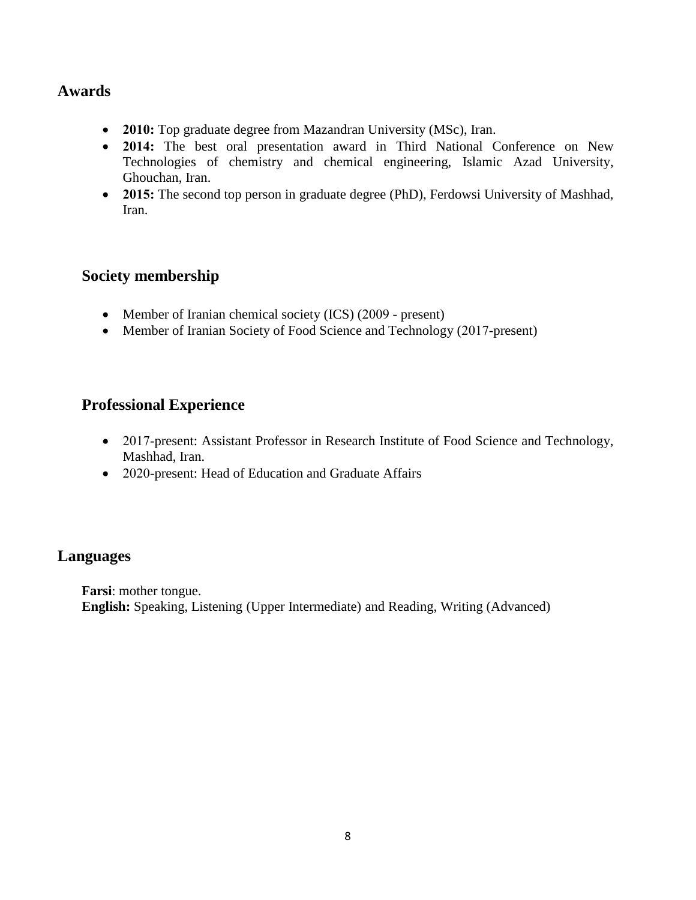## Awards

- **2010:** Top graduate degree from Mazandran University (MSc), Iran.
- **2014:** The best oral presentation award in Third National Conference on New Technologies of chemistry and chemical engineering, Islamic Azad University, Ghouchan, Iran.
- **2015:** The second top person in graduate degree (PhD), Ferdowsi University of Mashhad, Iran.

## Society membership

- Member of Iranian chemical society (ICS) (2009 - present)
- Member of Iranian Society of Food Science and Technology (2017-present)

## Professional Experience

- 2017-present: Assistant Professor in Research Institute of Food Science and Technology, Mashhad, Iran.
- 2020-present: Head of Education and Graduate Affairs

## Languages

**Farsi**: mother tongue.
**English:** Speaking, Listening (Upper Intermediate) and Reading, Writing (Advanced)